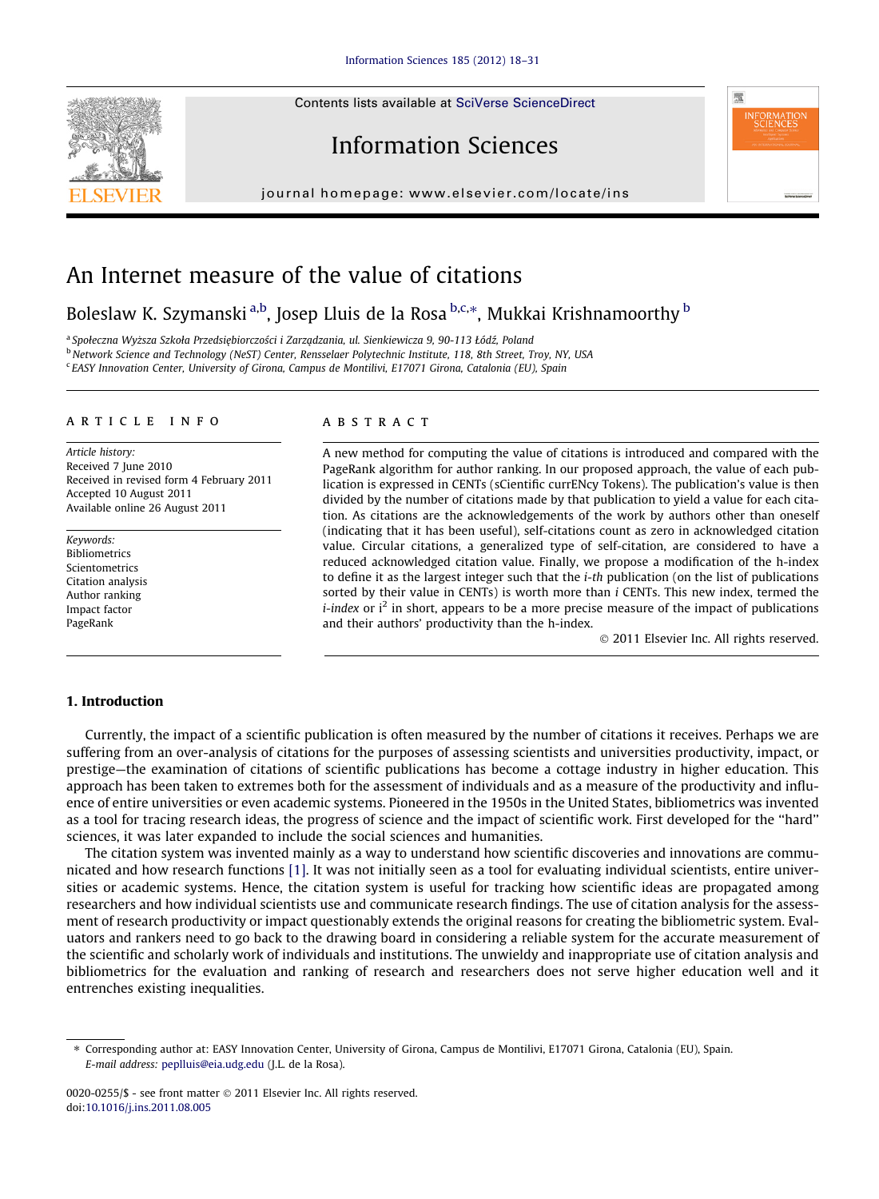# An Internet measure of the value of citations

Boleslaw K. Szymanski [a,b], Josep Lluis de la Rosa [b,c,*], Mukkai Krishnamoorthy [b]

[a] Społeczna Wyższa Szkoła Przedsiębiorczości i Zarządzania, ul. Sienkiewicza 9, 90-113 Łódź, Poland
[b] Network Science and Technology (NeST) Center, Rensselaer Polytechnic Institute, 118, 8th Street, Troy, NY, USA
[c] EASY Innovation Center, University of Girona, Campus de Montilivi, E17071 Girona, Catalonia (EU), Spain

**ARTICLE INFO**

*Article history:*
Received 7 June 2010
Received in revised form 4 February 2011
Accepted 10 August 2011
Available online 26 August 2011

*Keywords:*
Bibliometrics
Scientometrics
Citation analysis
Author ranking
Impact factor
PageRank

**ABSTRACT**

A new method for computing the value of citations is introduced and compared with the PageRank algorithm for author ranking. In our proposed approach, the value of each publication is expressed in CENTs (sCientific currENcy Tokens). The publication's value is then divided by the number of citations made by that publication to yield a value for each citation. As citations are the acknowledgements of the work by authors other than oneself (indicating that it has been useful), self-citations count as zero in acknowledged citation value. Circular citations, a generalized type of self-citation, are considered to have a reduced acknowledged citation value. Finally, we propose a modification of the h-index to define it as the largest integer such that the *i-th* publication (on the list of publications sorted by their value in CENTs) is worth more than *i* CENTs. This new index, termed the *i-index* or $i^2$ in short, appears to be a more precise measure of the impact of publications and their authors' productivity than the h-index.

© 2011 Elsevier Inc. All rights reserved.

## 1. Introduction

Currently, the impact of a scientific publication is often measured by the number of citations it receives. Perhaps we are suffering from an over-analysis of citations for the purposes of assessing scientists and universities productivity, impact, or prestige—the examination of citations of scientific publications has become a cottage industry in higher education. This approach has been taken to extremes both for the assessment of individuals and as a measure of the productivity and influence of entire universities or even academic systems. Pioneered in the 1950s in the United States, bibliometrics was invented as a tool for tracing research ideas, the progress of science and the impact of scientific work. First developed for the "hard" sciences, it was later expanded to include the social sciences and humanities.

The citation system was invented mainly as a way to understand how scientific discoveries and innovations are communicated and how research functions [1]. It was not initially seen as a tool for evaluating individual scientists, entire universities or academic systems. Hence, the citation system is useful for tracking how scientific ideas are propagated among researchers and how individual scientists use and communicate research findings. The use of citation analysis for the assessment of research productivity or impact questionably extends the original reasons for creating the bibliometric system. Evaluators and rankers need to go back to the drawing board in considering a reliable system for the accurate measurement of the scientific and scholarly work of individuals and institutions. The unwieldy and inappropriate use of citation analysis and bibliometrics for the evaluation and ranking of research and researchers does not serve higher education well and it entrenches existing inequalities.

* Corresponding author at: EASY Innovation Center, University of Girona, Campus de Montilivi, E17071 Girona, Catalonia (EU), Spain.
E-mail address: peplluis@eia.udg.edu (J.L. de la Rosa).

0020-0255/$ - see front matter © 2011 Elsevier Inc. All rights reserved.
doi:10.1016/j.ins.2011.08.005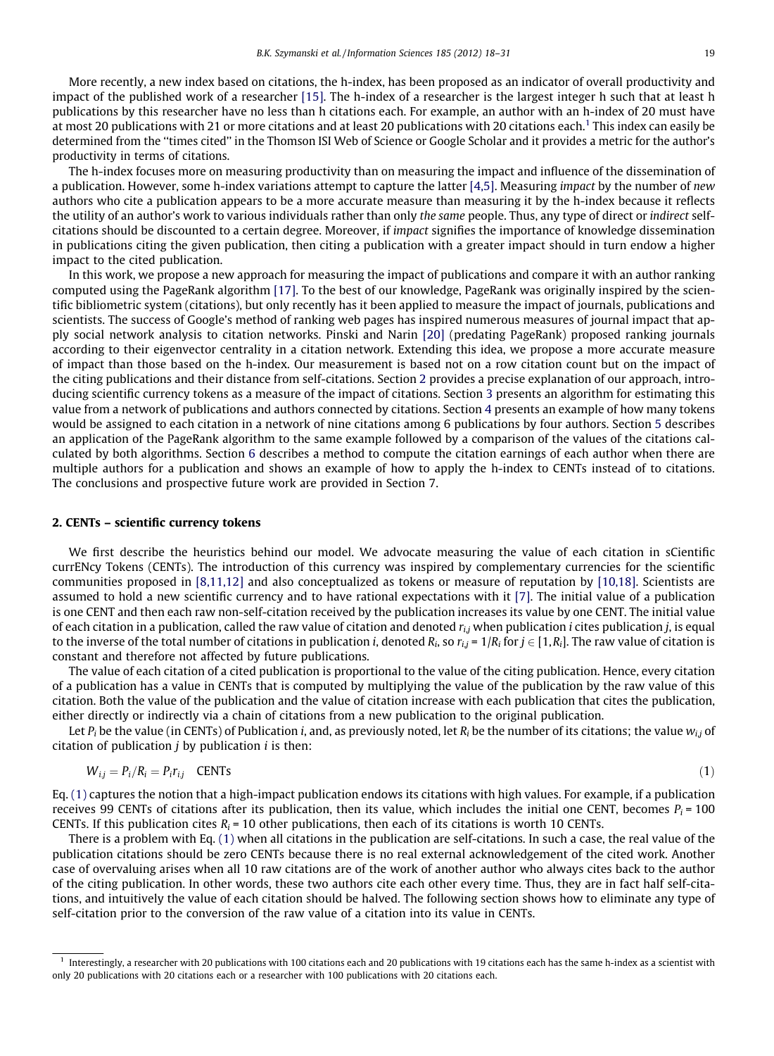More recently, a new index based on citations, the h-index, has been proposed as an indicator of overall productivity and impact of the published work of a researcher [15]. The h-index of a researcher is the largest integer h such that at least h publications by this researcher have no less than h citations each. For example, an author with an h-index of 20 must have at most 20 publications with 21 or more citations and at least 20 publications with 20 citations each.[1] This index can easily be determined from the "times cited" in the Thomson ISI Web of Science or Google Scholar and it provides a metric for the author's productivity in terms of citations.

The h-index focuses more on measuring productivity than on measuring the impact and influence of the dissemination of a publication. However, some h-index variations attempt to capture the latter [4,5]. Measuring *impact* by the number of *new* authors who cite a publication appears to be a more accurate measure than measuring it by the h-index because it reflects the utility of an author's work to various individuals rather than only *the same* people. Thus, any type of direct or *indirect* self-citations should be discounted to a certain degree. Moreover, if *impact* signifies the importance of knowledge dissemination in publications citing the given publication, then citing a publication with a greater impact should in turn endow a higher impact to the cited publication.

In this work, we propose a new approach for measuring the impact of publications and compare it with an author ranking computed using the PageRank algorithm [17]. To the best of our knowledge, PageRank was originally inspired by the scientific bibliometric system (citations), but only recently has it been applied to measure the impact of journals, publications and scientists. The success of Google's method of ranking web pages has inspired numerous measures of journal impact that apply social network analysis to citation networks. Pinski and Narin [20] (predating PageRank) proposed ranking journals according to their eigenvector centrality in a citation network. Extending this idea, we propose a more accurate measure of impact than those based on the h-index. Our measurement is based not on a row citation count but on the impact of the citing publications and their distance from self-citations. Section 2 provides a precise explanation of our approach, introducing scientific currency tokens as a measure of the impact of citations. Section 3 presents an algorithm for estimating this value from a network of publications and authors connected by citations. Section 4 presents an example of how many tokens would be assigned to each citation in a network of nine citations among 6 publications by four authors. Section 5 describes an application of the PageRank algorithm to the same example followed by a comparison of the values of the citations calculated by both algorithms. Section 6 describes a method to compute the citation earnings of each author when there are multiple authors for a publication and shows an example of how to apply the h-index to CENTs instead of to citations. The conclusions and prospective future work are provided in Section 7.

## 2. CENTs – scientific currency tokens

We first describe the heuristics behind our model. We advocate measuring the value of each citation in sCientific currENcy Tokens (CENTs). The introduction of this currency was inspired by complementary currencies for the scientific communities proposed in [8,11,12] and also conceptualized as tokens or measure of reputation by [10,18]. Scientists are assumed to hold a new scientific currency and to have rational expectations with it [7]. The initial value of a publication is one CENT and then each raw non-self-citation received by the publication increases its value by one CENT. The initial value of each citation in a publication, called the raw value of citation and denoted $r_{i,j}$ when publication $i$ cites publication $j$, is equal to the inverse of the total number of citations in publication $i$, denoted $R_i$, so $r_{i,j} = 1/R_i$ for $j \in [1, R_i]$. The raw value of citation is constant and therefore not affected by future publications.

The value of each citation of a cited publication is proportional to the value of the citing publication. Hence, every citation of a publication has a value in CENTs that is computed by multiplying the value of the publication by the raw value of this citation. Both the value of the publication and the value of citation increase with each publication that cites the publication, either directly or indirectly via a chain of citations from a new publication to the original publication.

Let $P_i$ be the value (in CENTs) of Publication $i$, and, as previously noted, let $R_i$ be the number of its citations; the value $w_{i,j}$ of citation of publication $j$ by publication $i$ is then:

$$W_{i,j} = P_i/R_i = P_i r_{i,j} \quad \text{CENTs} \tag{1}$$

Eq. (1) captures the notion that a high-impact publication endows its citations with high values. For example, if a publication receives 99 CENTs of citations after its publication, then its value, which includes the initial one CENT, becomes $P_i = 100$ CENTs. If this publication cites $R_i = 10$ other publications, then each of its citations is worth 10 CENTs.

There is a problem with Eq. (1) when all citations in the publication are self-citations. In such a case, the real value of the publication citations should be zero CENTs because there is no real external acknowledgement of the cited work. Another case of overvaluing arises when all 10 raw citations are of the work of another author who always cites back to the author of the citing publication. In other words, these two authors cite each other every time. Thus, they are in fact half self-citations, and intuitively the value of each citation should be halved. The following section shows how to eliminate any type of self-citation prior to the conversion of the raw value of a citation into its value in CENTs.

---

[1] Interestingly, a researcher with 20 publications with 100 citations each and 20 publications with 19 citations each has the same h-index as a scientist with only 20 publications with 20 citations each or a researcher with 100 publications with 20 citations each.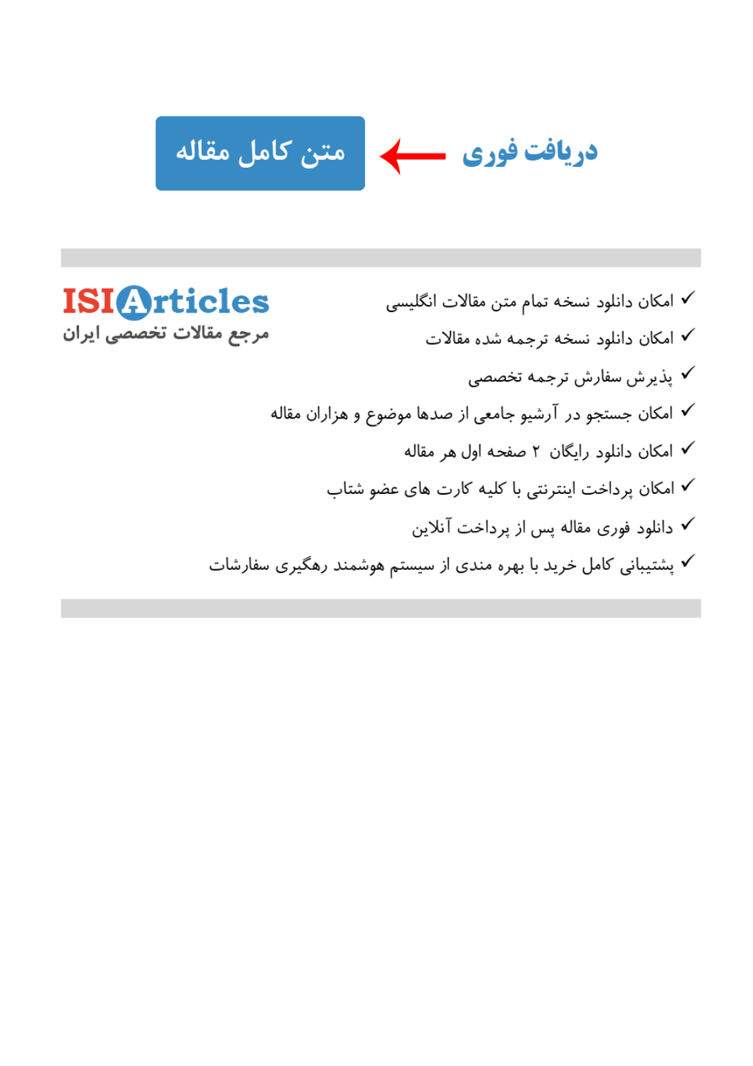دریافت فوری ← متن کامل مقاله

**ISIArticles**
مرجع مقالات تخصصی ایران

- ✓ امکان دانلود نسخه تمام متن مقالات انگلیسی
- ✓ امکان دانلود نسخه ترجمه شده مقالات
- ✓ پذیرش سفارش ترجمه تخصصی
- ✓ امکان جستجو در آرشیو جامعی از صدها موضوع و هزاران مقاله
- ✓ امکان دانلود رایگان ۲ صفحه اول هر مقاله
- ✓ امکان پرداخت اینترنتی با کلیه کارت های عضو شتاب
- ✓ دانلود فوری مقاله پس از پرداخت آنلاین
- ✓ پشتیبانی کامل خرید با بهره مندی از سیستم هوشمند رهگیری سفارشات